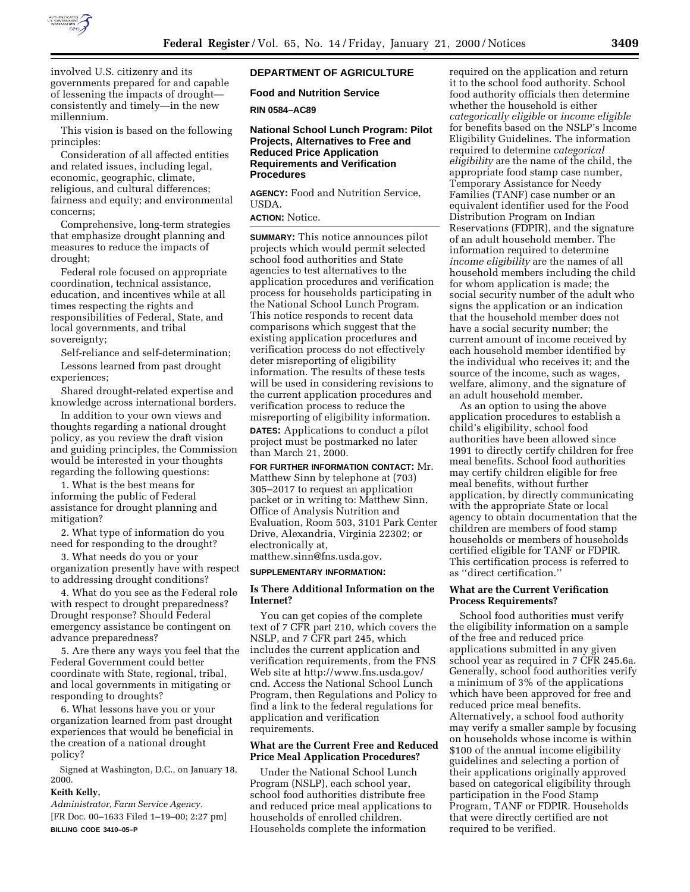involved U.S. citizenry and its governments prepared for and capable of lessening the impacts of drought—consistently and timely—in the new millennium.

This vision is based on the following principles:

Consideration of all affected entities and related issues, including legal, economic, geographic, climate, religious, and cultural differences; fairness and equity; and environmental concerns;

Comprehensive, long-term strategies that emphasize drought planning and measures to reduce the impacts of drought;

Federal role focused on appropriate coordination, technical assistance, education, and incentives while at all times respecting the rights and responsibilities of Federal, State, and local governments, and tribal sovereignty;

Self-reliance and self-determination;

Lessons learned from past drought experiences;

Shared drought-related expertise and knowledge across international borders.

In addition to your own views and thoughts regarding a national drought policy, as you review the draft vision and guiding principles, the Commission would be interested in your thoughts regarding the following questions:

1. What is the best means for informing the public of Federal assistance for drought planning and mitigation?

2. What type of information do you need for responding to the drought?

3. What needs do you or your organization presently have with respect to addressing drought conditions?

4. What do you see as the Federal role with respect to drought preparedness? Drought response? Should Federal emergency assistance be contingent on advance preparedness?

5. Are there any ways you feel that the Federal Government could better coordinate with State, regional, tribal, and local governments in mitigating or responding to droughts?

6. What lessons have you or your organization learned from past drought experiences that would be beneficial in the creation of a national drought policy?

Signed at Washington, D.C., on January 18, 2000.

**Keith Kelly,**

*Administrator, Farm Service Agency.*

[FR Doc. 00–1633 Filed 1–19–00; 2:27 pm]

**BILLING CODE 3410–05–P**

## DEPARTMENT OF AGRICULTURE

### Food and Nutrition Service

**RIN 0584–AC89**

### National School Lunch Program: Pilot Projects, Alternatives to Free and Reduced Price Application Requirements and Verification Procedures

**AGENCY:** Food and Nutrition Service, USDA.

**ACTION:** Notice.

**SUMMARY:** This notice announces pilot projects which would permit selected school food authorities and State agencies to test alternatives to the application procedures and verification process for households participating in the National School Lunch Program. This notice responds to recent data comparisons which suggest that the existing application procedures and verification process do not effectively deter misreporting of eligibility information. The results of these tests will be used in considering revisions to the current application procedures and verification process to reduce the misreporting of eligibility information.

**DATES:** Applications to conduct a pilot project must be postmarked no later than March 21, 2000.

**FOR FURTHER INFORMATION CONTACT:** Mr. Matthew Sinn by telephone at (703) 305–2017 to request an application packet or in writing to: Matthew Sinn, Office of Analysis Nutrition and Evaluation, Room 503, 3101 Park Center Drive, Alexandria, Virginia 22302; or electronically at, matthew.sinn@fns.usda.gov.

**SUPPLEMENTARY INFORMATION:**

### Is There Additional Information on the Internet?

You can get copies of the complete text of 7 CFR part 210, which covers the NSLP, and 7 CFR part 245, which includes the current application and verification requirements, from the FNS Web site at http://www.fns.usda.gov/cnd. Access the National School Lunch Program, then Regulations and Policy to find a link to the federal regulations for application and verification requirements.

### What are the Current Free and Reduced Price Meal Application Procedures?

Under the National School Lunch Program (NSLP), each school year, school food authorities distribute free and reduced price meal applications to households of enrolled children. Households complete the information required on the application and return it to the school food authority. School food authority officials then determine whether the household is either *categorically eligible* or *income eligible* for benefits based on the NSLP's Income Eligibility Guidelines. The information required to determine *categorical eligibility* are the name of the child, the appropriate food stamp case number, Temporary Assistance for Needy Families (TANF) case number or an equivalent identifier used for the Food Distribution Program on Indian Reservations (FDPIR), and the signature of an adult household member. The information required to determine *income eligibility* are the names of all household members including the child for whom application is made; the social security number of the adult who signs the application or an indication that the household member does not have a social security number; the current amount of income received by each household member identified by the individual who receives it; and the source of the income, such as wages, welfare, alimony, and the signature of an adult household member.

As an option to using the above application procedures to establish a child's eligibility, school food authorities have been allowed since 1991 to directly certify children for free meal benefits. School food authorities may certify children eligible for free meal benefits, without further application, by directly communicating with the appropriate State or local agency to obtain documentation that the children are members of food stamp households or members of households certified eligible for TANF or FDPIR. This certification process is referred to as ''direct certification.''

### What are the Current Verification Process Requirements?

School food authorities must verify the eligibility information on a sample of the free and reduced price applications submitted in any given school year as required in 7 CFR 245.6a. Generally, school food authorities verify a minimum of 3% of the applications which have been approved for free and reduced price meal benefits. Alternatively, a school food authority may verify a smaller sample by focusing on households whose income is within $100 of the annual income eligibility guidelines and selecting a portion of their applications originally approved based on categorical eligibility through participation in the Food Stamp Program, TANF or FDPIR. Households that were directly certified are not required to be verified.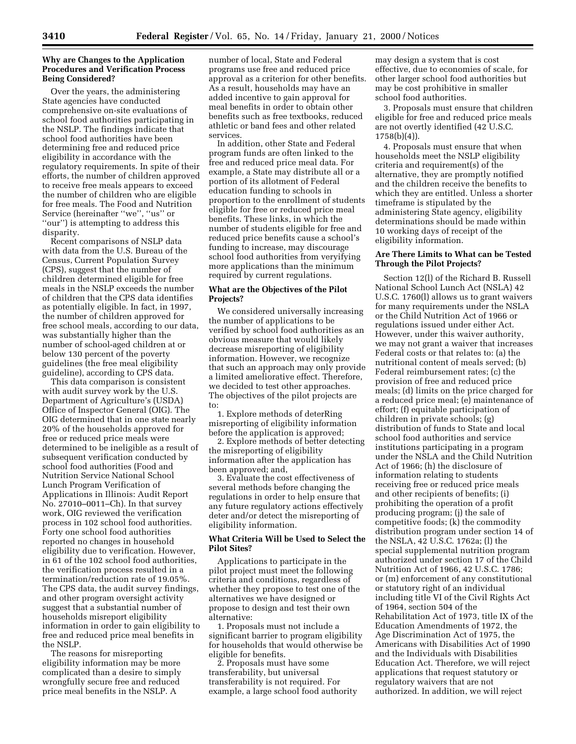### Why are Changes to the Application Procedures and Verification Process Being Considered?

Over the years, the administering State agencies have conducted comprehensive on-site evaluations of school food authorities participating in the NSLP. The findings indicate that school food authorities have been determining free and reduced price eligibility in accordance with the regulatory requirements. In spite of their efforts, the number of children approved to receive free meals appears to exceed the number of children who are eligible for free meals. The Food and Nutrition Service (hereinafter "we", "us" or "our") is attempting to address this disparity.

Recent comparisons of NSLP data with data from the U.S. Bureau of the Census, Current Population Survey (CPS), suggest that the number of children determined eligible for free meals in the NSLP exceeds the number of children that the CPS data identifies as potentially eligible. In fact, in 1997, the number of children approved for free school meals, according to our data, was substantially higher than the number of school-aged children at or below 130 percent of the poverty guidelines (the free meal eligibility guideline), according to CPS data.

This data comparison is consistent with audit survey work by the U.S. Department of Agriculture's (USDA) Office of Inspector General (OIG). The OIG determined that in one state nearly 20% of the households approved for free or reduced price meals were determined to be ineligible as a result of subsequent verification conducted by school food authorities (Food and Nutrition Service National School Lunch Program Verification of Applications in Illinois: Audit Report No. 27010–0011–Ch). In that survey work, OIG reviewed the verification process in 102 school food authorities. Forty one school food authorities reported no changes in household eligibility due to verification. However, in 61 of the 102 school food authorities, the verification process resulted in a termination/reduction rate of 19.05%. The CPS data, the audit survey findings, and other program oversight activity suggest that a substantial number of households misreport eligibility information in order to gain eligibility to free and reduced price meal benefits in the NSLP.

The reasons for misreporting eligibility information may be more complicated than a desire to simply wrongfully secure free and reduced price meal benefits in the NSLP. A number of local, State and Federal programs use free and reduced price approval as a criterion for other benefits. As a result, households may have an added incentive to gain approval for meal benefits in order to obtain other benefits such as free textbooks, reduced athletic or band fees and other related services.

In addition, other State and Federal program funds are often linked to the free and reduced price meal data. For example, a State may distribute all or a portion of its allotment of Federal education funding to schools in proportion to the enrollment of students eligible for free or reduced price meal benefits. These links, in which the number of students eligible for free and reduced price benefits cause a school's funding to increase, may discourage school food authorities from veryifying more applications than the minimum required by current regulations.

### What are the Objectives of the Pilot Projects?

We considered universally increasing the number of applications to be verified by school food authorities as an obvious measure that would likely decrease misreporting of eligibility information. However, we recognize that such an approach may only provide a limited ameliorative effect. Therefore, we decided to test other approaches. The objectives of the pilot projects are to:

1. Explore methods of deterRing misreporting of eligibility information before the application is approved;
2. Explore methods of better detecting the misreporting of eligibility information after the application has been approved; and,
3. Evaluate the cost effectiveness of several methods before changing the regulations in order to help ensure that any future regulatory actions effectively deter and/or detect the misreporting of eligibility information.

### What Criteria Will be Used to Select the Pilot Sites?

Applications to participate in the pilot project must meet the following criteria and conditions, regardless of whether they propose to test one of the alternatives we have designed or propose to design and test their own alternative:

1. Proposals must not include a significant barrier to program eligibility for households that would otherwise be eligible for benefits.
2. Proposals must have some transferability, but universal transferability is not required. For example, a large school food authority may design a system that is cost effective, due to economies of scale, for other larger school food authorities but may be cost prohibitive in smaller school food authorities.
3. Proposals must ensure that children eligible for free and reduced price meals are not overtly identified (42 U.S.C. 1758(b)(4)).
4. Proposals must ensure that when households meet the NSLP eligibility criteria and requirement(s) of the alternative, they are promptly notified and the children receive the benefits to which they are entitled. Unless a shorter timeframe is stipulated by the administering State agency, eligibility determinations should be made within 10 working days of receipt of the eligibility information.

### Are There Limits to What can be Tested Through the Pilot Projects?

Section 12(l) of the Richard B. Russell National School Lunch Act (NSLA) 42 U.S.C. 1760(l) allows us to grant waivers for many requirements under the NSLA or the Child Nutrition Act of 1966 or regulations issued under either Act. However, under this waiver authority, we may not grant a waiver that increases Federal costs or that relates to: (a) the nutritional content of meals served; (b) Federal reimbursement rates; (c) the provision of free and reduced price meals; (d) limits on the price charged for a reduced price meal; (e) maintenance of effort; (f) equitable participation of children in private schools; (g) distribution of funds to State and local school food authorities and service institutions participating in a program under the NSLA and the Child Nutrition Act of 1966; (h) the disclosure of information relating to students receiving free or reduced price meals and other recipients of benefits; (i) prohibiting the operation of a profit producing program; (j) the sale of competitive foods; (k) the commodity distribution program under section 14 of the NSLA, 42 U.S.C. 1762a; (l) the special supplemental nutrition program authorized under section 17 of the Child Nutrition Act of 1966, 42 U.S.C. 1786; or (m) enforcement of any constitutional or statutory right of an individual including title VI of the Civil Rights Act of 1964, section 504 of the Rehabilitation Act of 1973, title IX of the Education Amendments of 1972, the Age Discrimination Act of 1975, the Americans with Disabilities Act of 1990 and the Individuals with Disabilities Education Act. Therefore, we will reject applications that request statutory or regulatory waivers that are not authorized. In addition, we will reject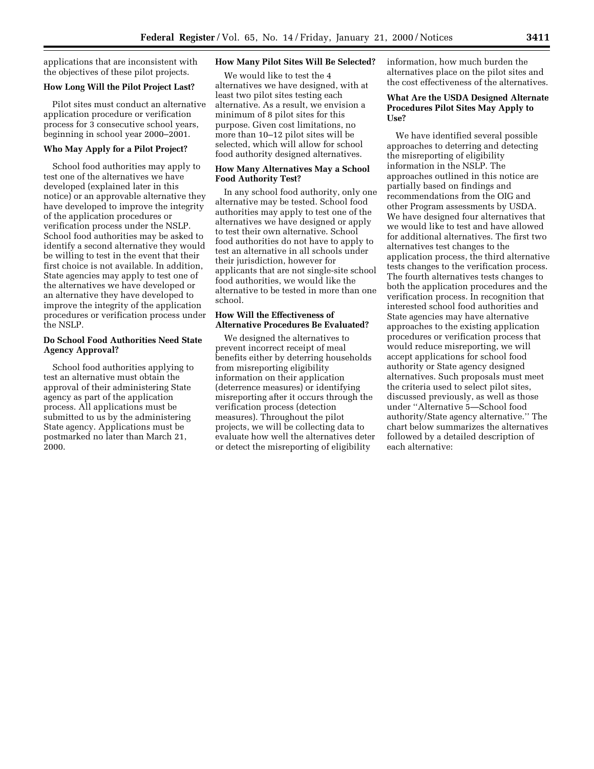applications that are inconsistent with the objectives of these pilot projects.

### How Long Will the Pilot Project Last?

Pilot sites must conduct an alternative application procedure or verification process for 3 consecutive school years, beginning in school year 2000–2001.

### Who May Apply for a Pilot Project?

School food authorities may apply to test one of the alternatives we have developed (explained later in this notice) or an approvable alternative they have developed to improve the integrity of the application procedures or verification process under the NSLP. School food authorities may be asked to identify a second alternative they would be willing to test in the event that their first choice is not available. In addition, State agencies may apply to test one of the alternatives we have developed or an alternative they have developed to improve the integrity of the application procedures or verification process under the NSLP.

### Do School Food Authorities Need State Agency Approval?

School food authorities applying to test an alternative must obtain the approval of their administering State agency as part of the application process. All applications must be submitted to us by the administering State agency. Applications must be postmarked no later than March 21, 2000.

### How Many Pilot Sites Will Be Selected?

We would like to test the 4 alternatives we have designed, with at least two pilot sites testing each alternative. As a result, we envision a minimum of 8 pilot sites for this purpose. Given cost limitations, no more than 10–12 pilot sites will be selected, which will allow for school food authority designed alternatives.

### How Many Alternatives May a School Food Authority Test?

In any school food authority, only one alternative may be tested. School food authorities may apply to test one of the alternatives we have designed or apply to test their own alternative. School food authorities do not have to apply to test an alternative in all schools under their jurisdiction, however for applicants that are not single-site school food authorities, we would like the alternative to be tested in more than one school.

### How Will the Effectiveness of Alternative Procedures Be Evaluated?

We designed the alternatives to prevent incorrect receipt of meal benefits either by deterring households from misreporting eligibility information on their application (deterrence measures) or identifying misreporting after it occurs through the verification process (detection measures). Throughout the pilot projects, we will be collecting data to evaluate how well the alternatives deter or detect the misreporting of eligibility information, how much burden the alternatives place on the pilot sites and the cost effectiveness of the alternatives.

### What Are the USDA Designed Alternate Procedures Pilot Sites May Apply to Use?

We have identified several possible approaches to deterring and detecting the misreporting of eligibility information in the NSLP. The approaches outlined in this notice are partially based on findings and recommendations from the OIG and other Program assessments by USDA. We have designed four alternatives that we would like to test and have allowed for additional alternatives. The first two alternatives test changes to the application process, the third alternative tests changes to the verification process. The fourth alternatives tests changes to both the application procedures and the verification process. In recognition that interested school food authorities and State agencies may have alternative approaches to the existing application procedures or verification process that would reduce misreporting, we will accept applications for school food authority or State agency designed alternatives. Such proposals must meet the criteria used to select pilot sites, discussed previously, as well as those under ''Alternative 5—School food authority/State agency alternative.'' The chart below summarizes the alternatives followed by a detailed description of each alternative: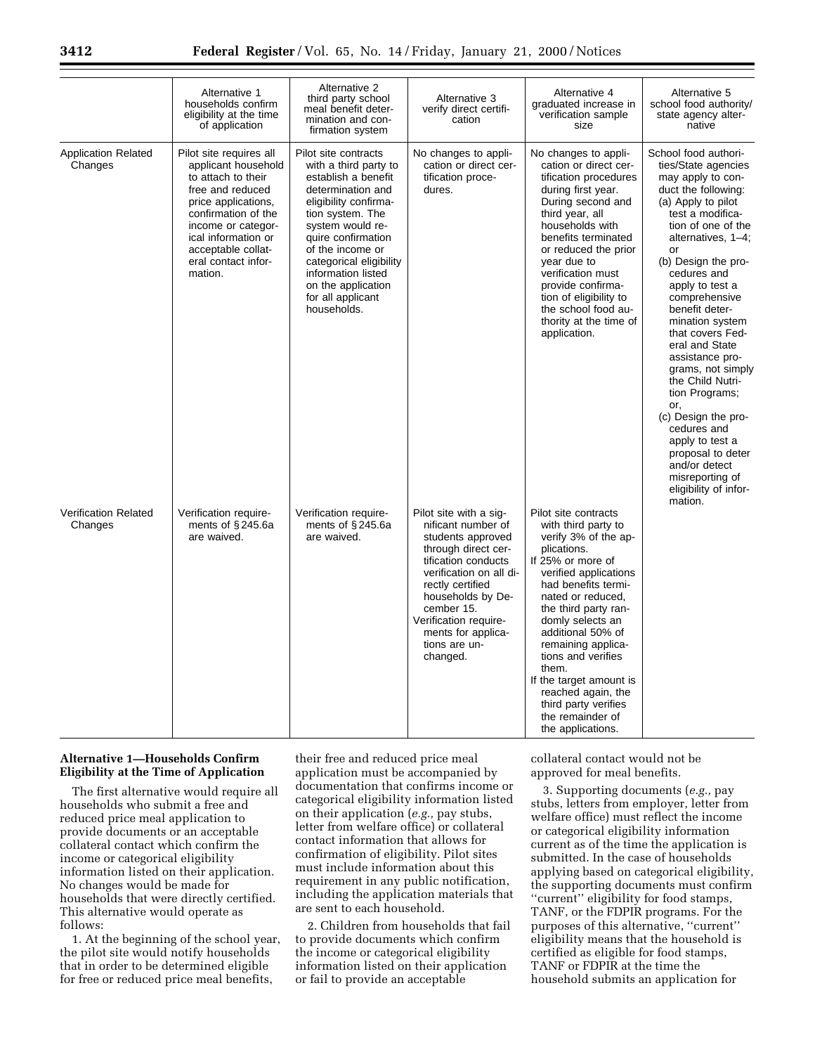| | Alternative 1 households confirm eligibility at the time of application | Alternative 2 third party school meal benefit determination and confirmation system | Alternative 3 verify direct certification | Alternative 4 graduated increase in verification sample size | Alternative 5 school food authority/ state agency alternative |
|---|---|---|---|---|---|
| Application Related Changes | Pilot site requires all applicant household to attach to their free and reduced price applications, confirmation of the income or categorical information or acceptable collateral contact information. | Pilot site contracts with a third party to establish a benefit determination and eligibility confirmation system. The system would require confirmation of the income or categorical eligibility information listed on the application for all applicant households. | No changes to application or direct certification procedures. | No changes to application or direct certification procedures during first year. During second and third year, all households with benefits terminated or reduced the prior year due to verification must provide confirmation of eligibility to the school food authority at the time of application. | School food authorities/State agencies may apply to conduct the following: (a) Apply to pilot test a modification of one of the alternatives, 1–4; or (b) Design the procedures and apply to test a comprehensive benefit determination system that covers Federal and State assistance programs, not simply the Child Nutrition Programs; or, (c) Design the procedures and apply to test a proposal to deter and/or detect misreporting of eligibility of information. |
| Verification Related Changes | Verification requirements of § 245.6a are waived. | Verification requirements of § 245.6a are waived. | Pilot site with a significant number of students approved through direct certification conducts verification on all directly certified households by December 15. Verification requirements for applications are unchanged. | Pilot site contracts with third party to verify 3% of the applications. If 25% or more of verified applications had benefits terminated or reduced, the third party randomly selects an additional 50% of remaining applications and verifies them. If the target amount is reached again, the third party verifies the remainder of the applications. | |

**Alternative 1—Households Confirm Eligibility at the Time of Application**

The first alternative would require all households who submit a free and reduced price meal application to provide documents or an acceptable collateral contact which confirm the income or categorical eligibility information listed on their application. No changes would be made for households that were directly certified. This alternative would operate as follows:

1. At the beginning of the school year, the pilot site would notify households that in order to be determined eligible for free or reduced price meal benefits, their free and reduced price meal application must be accompanied by documentation that confirms income or categorical eligibility information listed on their application (*e.g.,* pay stubs, letter from welfare office) or collateral contact information that allows for confirmation of eligibility. Pilot sites must include information about this requirement in any public notification, including the application materials that are sent to each household.

2. Children from households that fail to provide documents which confirm the income or categorical eligibility information listed on their application or fail to provide an acceptable collateral contact would not be approved for meal benefits.

3. Supporting documents (*e.g.,* pay stubs, letters from employer, letter from welfare office) must reflect the income or categorical eligibility information current as of the time the application is submitted. In the case of households applying based on categorical eligibility, the supporting documents must confirm ''current'' eligibility for food stamps, TANF, or the FDPIR programs. For the purposes of this alternative, ''current'' eligibility means that the household is certified as eligible for food stamps, TANF or FDPIR at the time the household submits an application for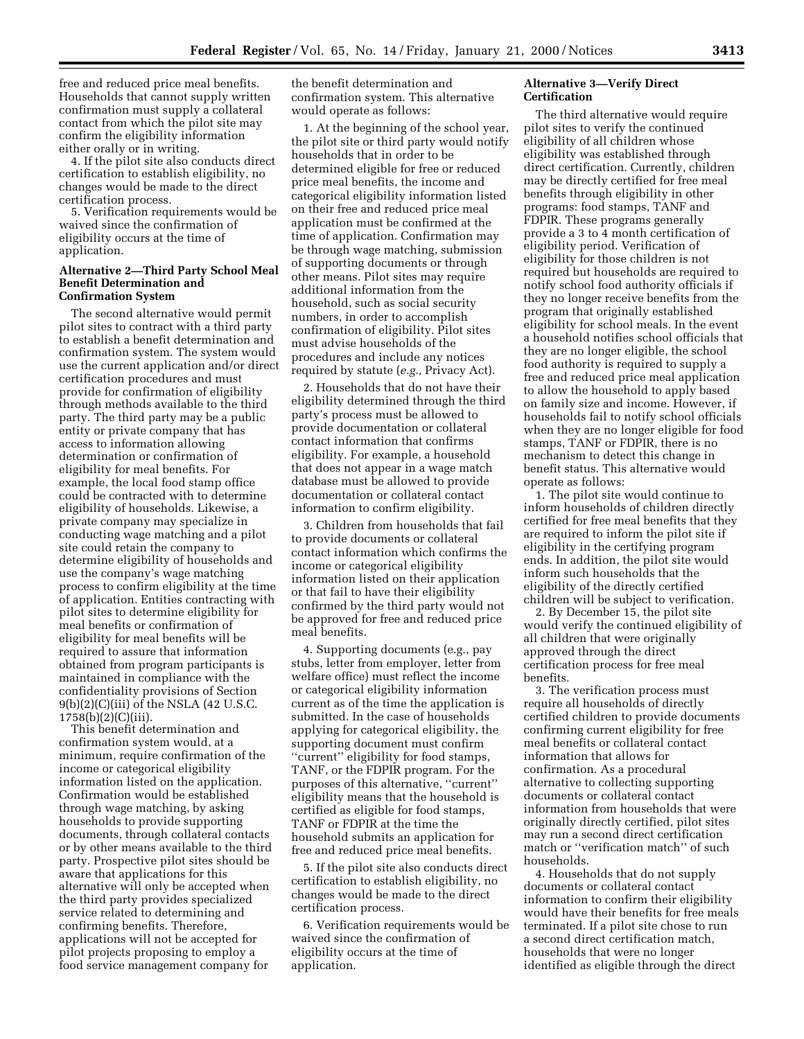free and reduced price meal benefits. Households that cannot supply written confirmation must supply a collateral contact from which the pilot site may confirm the eligibility information either orally or in writing.

4. If the pilot site also conducts direct certification to establish eligibility, no changes would be made to the direct certification process.

5. Verification requirements would be waived since the confirmation of eligibility occurs at the time of application.

### Alternative 2—Third Party School Meal Benefit Determination and Confirmation System

The second alternative would permit pilot sites to contract with a third party to establish a benefit determination and confirmation system. The system would use the current application and/or direct certification procedures and must provide for confirmation of eligibility through methods available to the third party. The third party may be a public entity or private company that has access to information allowing determination or confirmation of eligibility for meal benefits. For example, the local food stamp office could be contracted with to determine eligibility of households. Likewise, a private company may specialize in conducting wage matching and a pilot site could retain the company to determine eligibility of households and use the company's wage matching process to confirm eligibility at the time of application. Entities contracting with pilot sites to determine eligibility for meal benefits or confirmation of eligibility for meal benefits will be required to assure that information obtained from program participants is maintained in compliance with the confidentiality provisions of Section 9(b)(2)(C)(iii) of the NSLA (42 U.S.C. 1758(b)(2)(C)(iii).

This benefit determination and confirmation system would, at a minimum, require confirmation of the income or categorical eligibility information listed on the application. Confirmation would be established through wage matching, by asking households to provide supporting documents, through collateral contacts or by other means available to the third party. Prospective pilot sites should be aware that applications for this alternative will only be accepted when the third party provides specialized service related to determining and confirming benefits. Therefore, applications will not be accepted for pilot projects proposing to employ a food service management company for the benefit determination and confirmation system. This alternative would operate as follows:

1. At the beginning of the school year, the pilot site or third party would notify households that in order to be determined eligible for free or reduced price meal benefits, the income and categorical eligibility information listed on their free and reduced price meal application must be confirmed at the time of application. Confirmation may be through wage matching, submission of supporting documents or through other means. Pilot sites may require additional information from the household, such as social security numbers, in order to accomplish confirmation of eligibility. Pilot sites must advise households of the procedures and include any notices required by statute (*e.g.,* Privacy Act).

2. Households that do not have their eligibility determined through the third party's process must be allowed to provide documentation or collateral contact information that confirms eligibility. For example, a household that does not appear in a wage match database must be allowed to provide documentation or collateral contact information to confirm eligibility.

3. Children from households that fail to provide documents or collateral contact information which confirms the income or categorical eligibility information listed on their application or that fail to have their eligibility confirmed by the third party would not be approved for free and reduced price meal benefits.

4. Supporting documents (e.g., pay stubs, letter from employer, letter from welfare office) must reflect the income or categorical eligibility information current as of the time the application is submitted. In the case of households applying for categorical eligibility, the supporting document must confirm "current" eligibility for food stamps, TANF, or the FDPIR program. For the purposes of this alternative, "current" eligibility means that the household is certified as eligible for food stamps, TANF or FDPIR at the time the household submits an application for free and reduced price meal benefits.

5. If the pilot site also conducts direct certification to establish eligibility, no changes would be made to the direct certification process.

6. Verification requirements would be waived since the confirmation of eligibility occurs at the time of application.

### Alternative 3—Verify Direct Certification

The third alternative would require pilot sites to verify the continued eligibility of all children whose eligibility was established through direct certification. Currently, children may be directly certified for free meal benefits through eligibility in other programs: food stamps, TANF and FDPIR. These programs generally provide a 3 to 4 month certification of eligibility period. Verification of eligibility for those children is not required but households are required to notify school food authority officials if they no longer receive benefits from the program that originally established eligibility for school meals. In the event a household notifies school officials that they are no longer eligible, the school food authority is required to supply a free and reduced price meal application to allow the household to apply based on family size and income. However, if households fail to notify school officials when they are no longer eligible for food stamps, TANF or FDPIR, there is no mechanism to detect this change in benefit status. This alternative would operate as follows:

1. The pilot site would continue to inform households of children directly certified for free meal benefits that they are required to inform the pilot site if eligibility in the certifying program ends. In addition, the pilot site would inform such households that the eligibility of the directly certified children will be subject to verification.

2. By December 15, the pilot site would verify the continued eligibility of all children that were originally approved through the direct certification process for free meal benefits.

3. The verification process must require all households of directly certified children to provide documents confirming current eligibility for free meal benefits or collateral contact information that allows for confirmation. As a procedural alternative to collecting supporting documents or collateral contact information from households that were originally directly certified, pilot sites may run a second direct certification match or "verification match" of such households.

4. Households that do not supply documents or collateral contact information to confirm their eligibility would have their benefits for free meals terminated. If a pilot site chose to run a second direct certification match, households that were no longer identified as eligible through the direct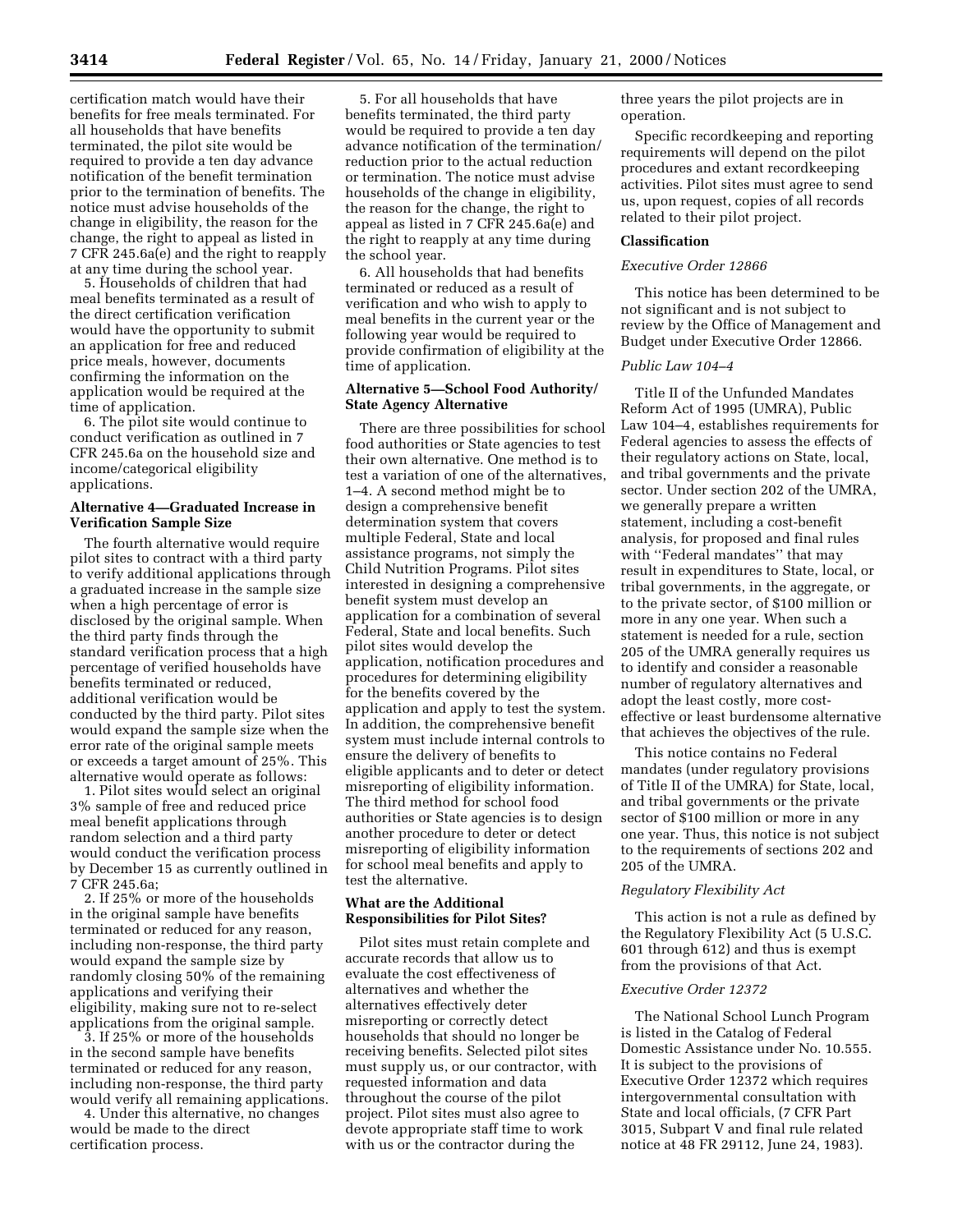certification match would have their benefits for free meals terminated. For all households that have benefits terminated, the pilot site would be required to provide a ten day advance notification of the benefit termination prior to the termination of benefits. The notice must advise households of the change in eligibility, the reason for the change, the right to appeal as listed in 7 CFR 245.6a(e) and the right to reapply at any time during the school year.

5. Households of children that had meal benefits terminated as a result of the direct certification verification would have the opportunity to submit an application for free and reduced price meals, however, documents confirming the information on the application would be required at the time of application.

6. The pilot site would continue to conduct verification as outlined in 7 CFR 245.6a on the household size and income/categorical eligibility applications.

**Alternative 4—Graduated Increase in Verification Sample Size**

The fourth alternative would require pilot sites to contract with a third party to verify additional applications through a graduated increase in the sample size when a high percentage of error is disclosed by the original sample. When the third party finds through the standard verification process that a high percentage of verified households have benefits terminated or reduced, additional verification would be conducted by the third party. Pilot sites would expand the sample size when the error rate of the original sample meets or exceeds a target amount of 25%. This alternative would operate as follows:

1. Pilot sites would select an original 3% sample of free and reduced price meal benefit applications through random selection and a third party would conduct the verification process by December 15 as currently outlined in 7 CFR 245.6a;

2. If 25% or more of the households in the original sample have benefits terminated or reduced for any reason, including non-response, the third party would expand the sample size by randomly closing 50% of the remaining applications and verifying their eligibility, making sure not to re-select applications from the original sample.

3. If 25% or more of the households in the second sample have benefits terminated or reduced for any reason, including non-response, the third party would verify all remaining applications.

4. Under this alternative, no changes would be made to the direct certification process.

5. For all households that have benefits terminated, the third party would be required to provide a ten day advance notification of the termination/reduction prior to the actual reduction or termination. The notice must advise households of the change in eligibility, the reason for the change, the right to appeal as listed in 7 CFR 245.6a(e) and the right to reapply at any time during the school year.

6. All households that had benefits terminated or reduced as a result of verification and who wish to apply to meal benefits in the current year or the following year would be required to provide confirmation of eligibility at the time of application.

**Alternative 5—School Food Authority/State Agency Alternative**

There are three possibilities for school food authorities or State agencies to test their own alternative. One method is to test a variation of one of the alternatives, 1–4. A second method might be to design a comprehensive benefit determination system that covers multiple Federal, State and local assistance programs, not simply the Child Nutrition Programs. Pilot sites interested in designing a comprehensive benefit system must develop an application for a combination of several Federal, State and local benefits. Such pilot sites would develop the application, notification procedures and procedures for determining eligibility for the benefits covered by the application and apply to test the system. In addition, the comprehensive benefit system must include internal controls to ensure the delivery of benefits to eligible applicants and to deter or detect misreporting of eligibility information. The third method for school food authorities or State agencies is to design another procedure to deter or detect misreporting of eligibility information for school meal benefits and apply to test the alternative.

**What are the Additional Responsibilities for Pilot Sites?**

Pilot sites must retain complete and accurate records that allow us to evaluate the cost effectiveness of alternatives and whether the alternatives effectively deter misreporting or correctly detect households that should no longer be receiving benefits. Selected pilot sites must supply us, or our contractor, with requested information and data throughout the course of the pilot project. Pilot sites must also agree to devote appropriate staff time to work with us or the contractor during the three years the pilot projects are in operation.

Specific recordkeeping and reporting requirements will depend on the pilot procedures and extant recordkeeping activities. Pilot sites must agree to send us, upon request, copies of all records related to their pilot project.

**Classification**

*Executive Order 12866*

This notice has been determined to be not significant and is not subject to review by the Office of Management and Budget under Executive Order 12866.

*Public Law 104–4*

Title II of the Unfunded Mandates Reform Act of 1995 (UMRA), Public Law 104–4, establishes requirements for Federal agencies to assess the effects of their regulatory actions on State, local, and tribal governments and the private sector. Under section 202 of the UMRA, we generally prepare a written statement, including a cost-benefit analysis, for proposed and final rules with ''Federal mandates'' that may result in expenditures to State, local, or tribal governments, in the aggregate, or to the private sector, of $100 million or more in any one year. When such a statement is needed for a rule, section 205 of the UMRA generally requires us to identify and consider a reasonable number of regulatory alternatives and adopt the least costly, more cost-effective or least burdensome alternative that achieves the objectives of the rule.

This notice contains no Federal mandates (under regulatory provisions of Title II of the UMRA) for State, local, and tribal governments or the private sector of $100 million or more in any one year. Thus, this notice is not subject to the requirements of sections 202 and 205 of the UMRA.

*Regulatory Flexibility Act*

This action is not a rule as defined by the Regulatory Flexibility Act (5 U.S.C. 601 through 612) and thus is exempt from the provisions of that Act.

*Executive Order 12372*

The National School Lunch Program is listed in the Catalog of Federal Domestic Assistance under No. 10.555. It is subject to the provisions of Executive Order 12372 which requires intergovernmental consultation with State and local officials, (7 CFR Part 3015, Subpart V and final rule related notice at 48 FR 29112, June 24, 1983).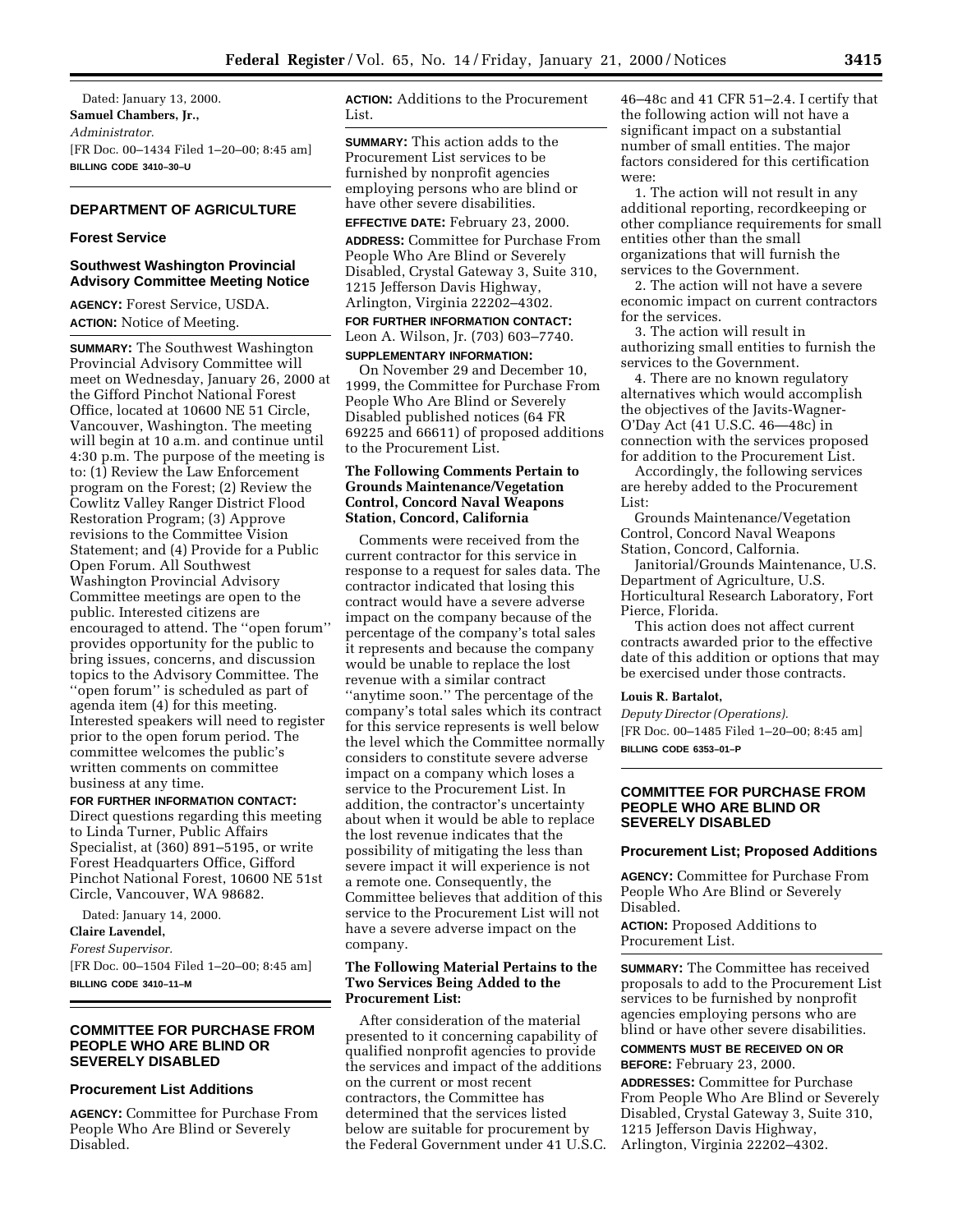Dated: January 13, 2000.

**Samuel Chambers, Jr.,**

*Administrator.*

[FR Doc. 00–1434 Filed 1–20–00; 8:45 am]

**BILLING CODE 3410–30–U**

## DEPARTMENT OF AGRICULTURE

### Forest Service

### Southwest Washington Provincial Advisory Committee Meeting Notice

**AGENCY:** Forest Service, USDA.

**ACTION:** Notice of Meeting.

**SUMMARY:** The Southwest Washington Provincial Advisory Committee will meet on Wednesday, January 26, 2000 at the Gifford Pinchot National Forest Office, located at 10600 NE 51 Circle, Vancouver, Washington. The meeting will begin at 10 a.m. and continue until 4:30 p.m. The purpose of the meeting is to: (1) Review the Law Enforcement program on the Forest; (2) Review the Cowlitz Valley Ranger District Flood Restoration Program; (3) Approve revisions to the Committee Vision Statement; and (4) Provide for a Public Open Forum. All Southwest Washington Provincial Advisory Committee meetings are open to the public. Interested citizens are encouraged to attend. The ''open forum'' provides opportunity for the public to bring issues, concerns, and discussion topics to the Advisory Committee. The ''open forum'' is scheduled as part of agenda item (4) for this meeting. Interested speakers will need to register prior to the open forum period. The committee welcomes the public's written comments on committee business at any time.

**FOR FURTHER INFORMATION CONTACT:** Direct questions regarding this meeting to Linda Turner, Public Affairs Specialist, at (360) 891–5195, or write Forest Headquarters Office, Gifford Pinchot National Forest, 10600 NE 51st Circle, Vancouver, WA 98682.

Dated: January 14, 2000.

**Claire Lavendel,**

*Forest Supervisor.*

[FR Doc. 00–1504 Filed 1–20–00; 8:45 am]

**BILLING CODE 3410–11–M**

## COMMITTEE FOR PURCHASE FROM PEOPLE WHO ARE BLIND OR SEVERELY DISABLED

### Procurement List Additions

**AGENCY:** Committee for Purchase From People Who Are Blind or Severely Disabled.

**ACTION:** Additions to the Procurement List.

**SUMMARY:** This action adds to the Procurement List services to be furnished by nonprofit agencies employing persons who are blind or have other severe disabilities.

**EFFECTIVE DATE:** February 23, 2000.

**ADDRESS:** Committee for Purchase From People Who Are Blind or Severely Disabled, Crystal Gateway 3, Suite 310, 1215 Jefferson Davis Highway, Arlington, Virginia 22202–4302.

**FOR FURTHER INFORMATION CONTACT:** Leon A. Wilson, Jr. (703) 603–7740.

**SUPPLEMENTARY INFORMATION:**

On November 29 and December 10, 1999, the Committee for Purchase From People Who Are Blind or Severely Disabled published notices (64 FR 69225 and 66611) of proposed additions to the Procurement List.

### The Following Comments Pertain to Grounds Maintenance/Vegetation Control, Concord Naval Weapons Station, Concord, California

Comments were received from the current contractor for this service in response to a request for sales data. The contractor indicated that losing this contract would have a severe adverse impact on the company because of the percentage of the company's total sales it represents and because the company would be unable to replace the lost revenue with a similar contract ''anytime soon.'' The percentage of the company's total sales which its contract for this service represents is well below the level which the Committee normally considers to constitute severe adverse impact on a company which loses a service to the Procurement List. In addition, the contractor's uncertainty about when it would be able to replace the lost revenue indicates that the possibility of mitigating the less than severe impact it will experience is not a remote one. Consequently, the Committee believes that addition of this service to the Procurement List will not have a severe adverse impact on the company.

### The Following Material Pertains to the Two Services Being Added to the Procurement List:

After consideration of the material presented to it concerning capability of qualified nonprofit agencies to provide the services and impact of the additions on the current or most recent contractors, the Committee has determined that the services listed below are suitable for procurement by the Federal Government under 41 U.S.C. 46–48c and 41 CFR 51–2.4. I certify that the following action will not have a significant impact on a substantial number of small entities. The major factors considered for this certification were:

1. The action will not result in any additional reporting, recordkeeping or other compliance requirements for small entities other than the small organizations that will furnish the services to the Government.

2. The action will not have a severe economic impact on current contractors for the services.

3. The action will result in authorizing small entities to furnish the services to the Government.

4. There are no known regulatory alternatives which would accomplish the objectives of the Javits-Wagner-O'Day Act (41 U.S.C. 46—48c) in connection with the services proposed for addition to the Procurement List.

Accordingly, the following services are hereby added to the Procurement List:

Grounds Maintenance/Vegetation Control, Concord Naval Weapons Station, Concord, Calfornia.

Janitorial/Grounds Maintenance, U.S. Department of Agriculture, U.S. Horticultural Research Laboratory, Fort Pierce, Florida.

This action does not affect current contracts awarded prior to the effective date of this addition or options that may be exercised under those contracts.

**Louis R. Bartalot,**

*Deputy Director (Operations).*

[FR Doc. 00–1485 Filed 1–20–00; 8:45 am]

**BILLING CODE 6353–01–P**

## COMMITTEE FOR PURCHASE FROM PEOPLE WHO ARE BLIND OR SEVERELY DISABLED

### Procurement List; Proposed Additions

**AGENCY:** Committee for Purchase From People Who Are Blind or Severely Disabled.

**ACTION:** Proposed Additions to Procurement List.

**SUMMARY:** The Committee has received proposals to add to the Procurement List services to be furnished by nonprofit agencies employing persons who are blind or have other severe disabilities.

**COMMENTS MUST BE RECEIVED ON OR BEFORE:** February 23, 2000.

**ADDRESSES:** Committee for Purchase From People Who Are Blind or Severely Disabled, Crystal Gateway 3, Suite 310, 1215 Jefferson Davis Highway, Arlington, Virginia 22202–4302.